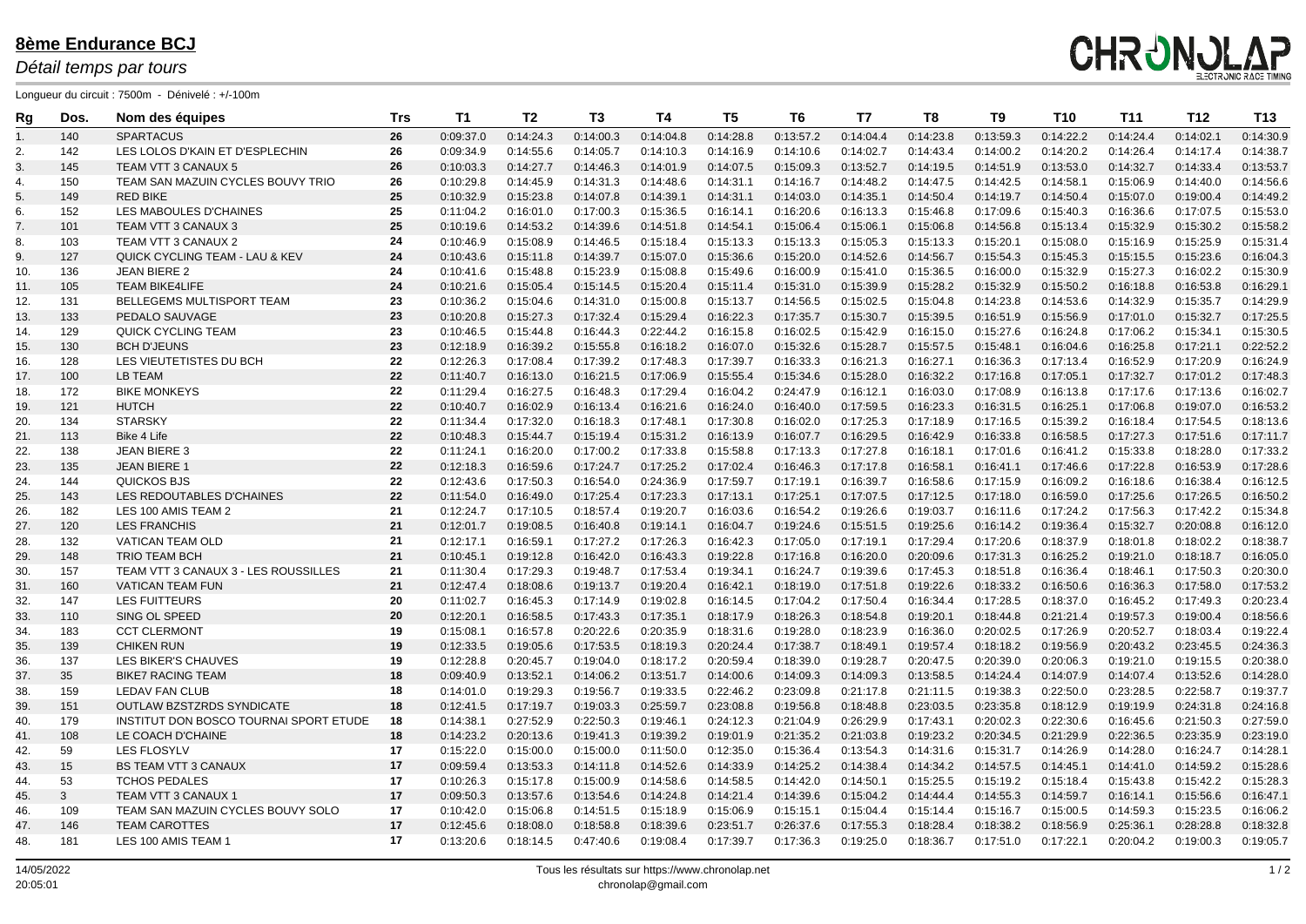# 8ème Endurance BCJ

*Détail temps par tours*

Longueur du circuit : 7500m - Dénivelé : +/-100m

| Rg | Dos. | Nom des équipes | Trs | T1 | T2 | T3 | T4 | T5 | T6 | T7 | T8 | T9 | T10 | T11 | T12 | T13 |
|---|---|---|---|---|---|---|---|---|---|---|---|---|---|---|---|---|
| 1. | 140 | SPARTACUS | 26 | 0:09:37.0 | 0:14:24.3 | 0:14:00.3 | 0:14:04.8 | 0:14:28.8 | 0:13:57.2 | 0:14:04.4 | 0:14:23.8 | 0:13:59.3 | 0:14:22.2 | 0:14:24.4 | 0:14:02.1 | 0:14:30.9 |
| 2. | 142 | LES LOLOS D'KAIN ET D'ESPLECHIN | 26 | 0:09:34.9 | 0:14:55.6 | 0:14:05.7 | 0:14:10.3 | 0:14:16.9 | 0:14:10.6 | 0:14:02.7 | 0:14:43.4 | 0:14:00.2 | 0:14:20.2 | 0:14:26.4 | 0:14:17.4 | 0:14:38.7 |
| 3. | 145 | TEAM VTT 3 CANAUX 5 | 26 | 0:10:03.3 | 0:14:27.7 | 0:14:46.3 | 0:14:01.9 | 0:14:07.5 | 0:15:09.3 | 0:13:52.7 | 0:14:19.5 | 0:14:51.9 | 0:13:53.0 | 0:14:32.7 | 0:14:33.4 | 0:13:53.7 |
| 4. | 150 | TEAM SAN MAZUIN CYCLES BOUVY TRIO | 26 | 0:10:29.8 | 0:14:45.9 | 0:14:31.3 | 0:14:48.6 | 0:14:31.1 | 0:14:16.7 | 0:14:48.2 | 0:14:47.5 | 0:14:42.5 | 0:14:58.1 | 0:15:06.9 | 0:14:40.0 | 0:14:56.6 |
| 5. | 149 | RED BIKE | 25 | 0:10:32.9 | 0:15:23.8 | 0:14:07.8 | 0:14:39.1 | 0:14:31.1 | 0:14:03.0 | 0:14:35.1 | 0:14:50.4 | 0:14:19.7 | 0:14:50.4 | 0:15:07.0 | 0:19:00.4 | 0:14:49.2 |
| 6. | 152 | LES MABOULES D'CHAINES | 25 | 0:11:04.2 | 0:16:01.0 | 0:17:00.3 | 0:15:36.5 | 0:16:14.1 | 0:16:20.6 | 0:16:13.3 | 0:15:46.8 | 0:17:09.6 | 0:15:40.3 | 0:16:36.6 | 0:17:07.5 | 0:15:53.0 |
| 7. | 101 | TEAM VTT 3 CANAUX 3 | 25 | 0:10:19.6 | 0:14:53.2 | 0:14:39.6 | 0:15:51.8 | 0:14:54.1 | 0:15:06.4 | 0:15:06.1 | 0:15:06.8 | 0:14:56.8 | 0:15:13.4 | 0:15:32.9 | 0:15:30.2 | 0:15:58.2 |
| 8. | 103 | TEAM VTT 3 CANAUX 2 | 24 | 0:10:46.9 | 0:15:08.9 | 0:14:46.5 | 0:15:18.4 | 0:15:13.3 | 0:15:13.3 | 0:15:05.3 | 0:15:13.3 | 0:15:20.1 | 0:15:08.0 | 0:15:16.9 | 0:15:25.9 | 0:15:31.4 |
| 9. | 127 | QUICK CYCLING TEAM - LAU & KEV | 24 | 0:10:43.6 | 0:15:11.8 | 0:14:39.7 | 0:15:07.0 | 0:15:36.6 | 0:15:20.0 | 0:14:52.6 | 0:14:56.7 | 0:15:54.3 | 0:15:45.3 | 0:15:15.5 | 0:15:23.6 | 0:16:04.3 |
| 10. | 136 | JEAN BIERE 2 | 24 | 0:10:41.6 | 0:15:48.8 | 0:15:23.9 | 0:15:08.8 | 0:15:49.6 | 0:16:00.9 | 0:15:41.0 | 0:15:36.5 | 0:16:00.0 | 0:15:32.9 | 0:15:27.3 | 0:16:02.2 | 0:15:30.9 |
| 11. | 105 | TEAM BIKE4LIFE | 24 | 0:10:21.6 | 0:15:05.4 | 0:15:14.5 | 0:15:20.4 | 0:15:11.4 | 0:15:31.0 | 0:15:39.9 | 0:15:28.2 | 0:15:32.9 | 0:15:50.2 | 0:16:18.8 | 0:16:53.8 | 0:16:29.1 |
| 12. | 131 | BELLEGEMS MULTISPORT TEAM | 23 | 0:10:36.2 | 0:15:04.6 | 0:14:31.0 | 0:15:00.8 | 0:15:13.7 | 0:14:56.5 | 0:15:02.5 | 0:15:04.8 | 0:14:23.8 | 0:14:53.6 | 0:14:32.9 | 0:15:35.7 | 0:14:29.9 |
| 13. | 133 | PEDALO SAUVAGE | 23 | 0:10:20.8 | 0:15:27.3 | 0:17:32.4 | 0:15:29.4 | 0:16:22.3 | 0:17:35.7 | 0:15:30.7 | 0:15:39.5 | 0:16:51.9 | 0:15:56.9 | 0:17:01.0 | 0:15:32.7 | 0:17:25.5 |
| 14. | 129 | QUICK CYCLING TEAM | 23 | 0:10:46.5 | 0:15:44.8 | 0:16:44.3 | 0:22:44.2 | 0:16:15.8 | 0:16:02.5 | 0:15:42.9 | 0:16:15.0 | 0:15:27.6 | 0:16:24.8 | 0:17:06.2 | 0:15:34.1 | 0:15:30.5 |
| 15. | 130 | BCH D'JEUNS | 23 | 0:12:18.9 | 0:16:39.2 | 0:15:55.8 | 0:16:18.2 | 0:16:07.0 | 0:15:32.6 | 0:15:28.7 | 0:15:57.5 | 0:15:48.1 | 0:16:04.6 | 0:16:25.8 | 0:17:21.1 | 0:22:52.2 |
| 16. | 128 | LES VIEUTETISTES DU BCH | 22 | 0:12:26.3 | 0:17:08.4 | 0:17:39.2 | 0:17:48.3 | 0:17:39.7 | 0:16:33.3 | 0:16:21.3 | 0:16:27.1 | 0:16:36.3 | 0:17:13.4 | 0:16:52.9 | 0:17:20.9 | 0:16:24.9 |
| 17. | 100 | LB TEAM | 22 | 0:11:40.7 | 0:16:13.0 | 0:16:21.5 | 0:17:06.9 | 0:15:55.4 | 0:15:34.6 | 0:15:28.0 | 0:16:32.2 | 0:17:16.8 | 0:17:05.1 | 0:17:32.7 | 0:17:01.2 | 0:17:48.3 |
| 18. | 172 | BIKE MONKEYS | 22 | 0:11:29.4 | 0:16:27.5 | 0:16:48.3 | 0:17:29.4 | 0:16:04.2 | 0:24:47.9 | 0:16:12.1 | 0:16:03.0 | 0:17:08.9 | 0:16:13.8 | 0:17:17.6 | 0:17:13.6 | 0:16:02.7 |
| 19. | 121 | HUTCH | 22 | 0:10:40.7 | 0:16:02.9 | 0:16:13.4 | 0:16:21.6 | 0:16:24.0 | 0:16:40.0 | 0:17:59.5 | 0:16:23.3 | 0:16:31.5 | 0:16:25.1 | 0:17:06.8 | 0:19:07.0 | 0:16:53.2 |
| 20. | 134 | STARSKY | 22 | 0:11:34.4 | 0:17:32.0 | 0:16:18.3 | 0:17:48.1 | 0:17:30.8 | 0:16:02.0 | 0:17:25.3 | 0:17:18.9 | 0:17:16.5 | 0:15:39.2 | 0:16:18.4 | 0:17:54.5 | 0:18:13.6 |
| 21. | 113 | Bike 4 Life | 22 | 0:10:48.3 | 0:15:44.7 | 0:15:19.4 | 0:15:31.2 | 0:16:13.9 | 0:16:07.7 | 0:16:29.5 | 0:16:42.9 | 0:16:33.8 | 0:16:58.5 | 0:17:27.3 | 0:17:51.6 | 0:17:11.7 |
| 22. | 138 | JEAN BIERE 3 | 22 | 0:11:24.1 | 0:16:20.0 | 0:17:00.2 | 0:17:33.8 | 0:15:58.8 | 0:17:13.3 | 0:17:27.8 | 0:16:18.1 | 0:17:01.6 | 0:16:41.2 | 0:15:33.8 | 0:18:28.0 | 0:17:33.2 |
| 23. | 135 | JEAN BIERE 1 | 22 | 0:12:18.3 | 0:16:59.6 | 0:17:24.7 | 0:17:25.2 | 0:17:02.4 | 0:16:46.3 | 0:17:17.8 | 0:16:58.1 | 0:16:41.1 | 0:17:46.6 | 0:17:22.8 | 0:16:53.9 | 0:17:28.6 |
| 24. | 144 | QUICKOS BJS | 22 | 0:12:43.6 | 0:17:50.3 | 0:16:54.0 | 0:24:36.9 | 0:17:59.7 | 0:17:19.1 | 0:16:39.7 | 0:16:58.6 | 0:17:15.9 | 0:16:09.2 | 0:16:18.6 | 0:16:38.4 | 0:16:12.5 |
| 25. | 143 | LES REDOUTABLES D'CHAINES | 22 | 0:11:54.0 | 0:16:49.0 | 0:17:25.4 | 0:17:23.3 | 0:17:13.1 | 0:17:25.1 | 0:17:07.5 | 0:17:12.5 | 0:17:18.0 | 0:16:59.0 | 0:17:25.6 | 0:17:26.5 | 0:16:50.2 |
| 26. | 182 | LES 100 AMIS TEAM 2 | 21 | 0:12:24.7 | 0:17:10.5 | 0:18:57.4 | 0:19:20.7 | 0:16:03.6 | 0:16:54.2 | 0:19:26.6 | 0:19:03.7 | 0:16:11.6 | 0:17:24.2 | 0:17:56.3 | 0:17:42.2 | 0:15:34.8 |
| 27. | 120 | LES FRANCHIS | 21 | 0:12:01.7 | 0:19:08.5 | 0:16:40.8 | 0:19:14.1 | 0:16:04.7 | 0:19:24.6 | 0:15:51.5 | 0:19:25.6 | 0:16:14.2 | 0:19:36.4 | 0:15:32.7 | 0:20:08.8 | 0:16:12.0 |
| 28. | 132 | VATICAN TEAM OLD | 21 | 0:12:17.1 | 0:16:59.1 | 0:17:27.2 | 0:17:26.3 | 0:16:42.3 | 0:17:05.0 | 0:17:19.1 | 0:17:29.4 | 0:17:20.6 | 0:18:37.9 | 0:18:01.8 | 0:18:02.2 | 0:18:38.7 |
| 29. | 148 | TRIO TEAM BCH | 21 | 0:10:45.1 | 0:19:12.8 | 0:16:42.0 | 0:16:43.3 | 0:19:22.8 | 0:17:16.8 | 0:16:20.0 | 0:20:09.6 | 0:17:31.3 | 0:16:25.2 | 0:19:21.0 | 0:18:18.7 | 0:16:05.0 |
| 30. | 157 | TEAM VTT 3 CANAUX 3 - LES ROUSSILLES | 21 | 0:11:30.4 | 0:17:29.3 | 0:19:48.7 | 0:17:53.4 | 0:19:34.1 | 0:16:24.7 | 0:19:39.6 | 0:17:45.3 | 0:18:51.8 | 0:16:36.4 | 0:18:46.1 | 0:17:50.3 | 0:20:30.0 |
| 31. | 160 | VATICAN TEAM FUN | 21 | 0:12:47.4 | 0:18:08.6 | 0:19:13.7 | 0:19:20.4 | 0:16:42.1 | 0:18:19.0 | 0:17:51.8 | 0:19:22.6 | 0:18:33.2 | 0:16:50.6 | 0:16:36.3 | 0:17:58.0 | 0:17:53.2 |
| 32. | 147 | LES FUITTEURS | 20 | 0:11:02.7 | 0:16:45.3 | 0:17:14.9 | 0:19:02.8 | 0:16:14.5 | 0:17:04.2 | 0:17:50.4 | 0:16:34.4 | 0:17:28.5 | 0:18:37.0 | 0:16:45.2 | 0:17:49.3 | 0:20:23.4 |
| 33. | 110 | SING OL SPEED | 20 | 0:12:20.1 | 0:16:58.5 | 0:17:43.3 | 0:17:35.1 | 0:18:17.9 | 0:18:26.3 | 0:18:54.8 | 0:19:20.1 | 0:18:44.8 | 0:21:21.4 | 0:19:57.3 | 0:19:00.4 | 0:18:56.6 |
| 34. | 183 | CCT CLERMONT | 19 | 0:15:08.1 | 0:16:57.8 | 0:20:22.6 | 0:20:35.9 | 0:18:31.6 | 0:19:28.0 | 0:18:23.9 | 0:16:36.0 | 0:20:02.5 | 0:17:26.9 | 0:20:52.7 | 0:18:03.4 | 0:19:22.4 |
| 35. | 139 | CHIKEN RUN | 19 | 0:12:33.5 | 0:19:05.6 | 0:17:53.5 | 0:18:19.3 | 0:20:24.4 | 0:17:38.7 | 0:18:49.1 | 0:19:57.4 | 0:18:18.2 | 0:19:56.9 | 0:20:43.2 | 0:23:45.5 | 0:24:36.3 |
| 36. | 137 | LES BIKER'S CHAUVES | 19 | 0:12:28.8 | 0:20:45.7 | 0:19:04.0 | 0:18:17.2 | 0:20:59.4 | 0:18:39.0 | 0:19:28.7 | 0:20:47.5 | 0:20:39.0 | 0:20:06.3 | 0:19:21.0 | 0:19:15.5 | 0:20:38.0 |
| 37. | 35 | BIKE7 RACING TEAM | 18 | 0:09:40.9 | 0:13:52.1 | 0:14:06.2 | 0:13:51.7 | 0:14:00.6 | 0:14:09.3 | 0:14:09.3 | 0:13:58.5 | 0:14:24.4 | 0:14:07.9 | 0:14:07.4 | 0:13:52.6 | 0:14:28.0 |
| 38. | 159 | LEDAV FAN CLUB | 18 | 0:14:01.0 | 0:19:29.3 | 0:19:56.7 | 0:19:33.5 | 0:22:46.2 | 0:23:09.8 | 0:21:17.8 | 0:21:11.5 | 0:19:38.3 | 0:22:50.0 | 0:23:28.5 | 0:22:58.7 | 0:19:37.7 |
| 39. | 151 | OUTLAW BZSTZRDS SYNDICATE | 18 | 0:12:41.5 | 0:17:19.7 | 0:19:03.3 | 0:25:59.7 | 0:23:08.8 | 0:19:56.8 | 0:18:48.8 | 0:23:03.5 | 0:23:35.8 | 0:18:12.9 | 0:19:19.9 | 0:24:31.8 | 0:24:16.8 |
| 40. | 179 | INSTITUT DON BOSCO TOURNAI SPORT ETUDE | 18 | 0:14:38.1 | 0:27:52.9 | 0:22:50.3 | 0:19:46.1 | 0:24:12.3 | 0:21:04.9 | 0:26:29.9 | 0:17:43.1 | 0:20:02.3 | 0:22:30.6 | 0:16:45.6 | 0:21:50.3 | 0:27:59.0 |
| 41. | 108 | LE COACH D'CHAINE | 18 | 0:14:23.2 | 0:20:13.6 | 0:19:41.3 | 0:19:39.2 | 0:19:01.9 | 0:21:35.2 | 0:21:03.8 | 0:19:23.2 | 0:20:34.5 | 0:21:29.9 | 0:22:36.5 | 0:23:35.9 | 0:23:19.0 |
| 42. | 59 | LES FLOSYLV | 17 | 0:15:22.0 | 0:15:00.0 | 0:15:00.0 | 0:11:50.0 | 0:12:35.0 | 0:15:36.4 | 0:13:54.3 | 0:14:31.6 | 0:15:31.7 | 0:14:26.9 | 0:14:28.0 | 0:16:24.7 | 0:14:28.1 |
| 43. | 15 | BS TEAM VTT 3 CANAUX | 17 | 0:09:59.4 | 0:13:53.3 | 0:14:11.8 | 0:14:52.6 | 0:14:33.9 | 0:14:25.2 | 0:14:38.4 | 0:14:34.2 | 0:14:57.5 | 0:14:45.1 | 0:14:41.0 | 0:14:59.2 | 0:15:28.6 |
| 44. | 53 | TCHOS PEDALES | 17 | 0:10:26.3 | 0:15:17.8 | 0:15:00.9 | 0:14:58.6 | 0:14:58.5 | 0:14:42.0 | 0:14:50.1 | 0:15:25.5 | 0:15:19.2 | 0:15:18.4 | 0:15:43.8 | 0:15:42.2 | 0:15:28.3 |
| 45. | 3 | TEAM VTT 3 CANAUX 1 | 17 | 0:09:50.3 | 0:13:57.6 | 0:13:54.6 | 0:14:24.8 | 0:14:21.4 | 0:14:39.6 | 0:15:04.2 | 0:14:44.4 | 0:14:55.3 | 0:14:59.7 | 0:16:14.1 | 0:15:56.6 | 0:16:47.1 |
| 46. | 109 | TEAM SAN MAZUIN CYCLES BOUVY SOLO | 17 | 0:10:42.0 | 0:15:06.8 | 0:14:51.5 | 0:15:18.9 | 0:15:06.9 | 0:15:15.1 | 0:15:04.4 | 0:15:14.4 | 0:15:16.7 | 0:15:00.5 | 0:14:59.3 | 0:15:23.5 | 0:16:06.2 |
| 47. | 146 | TEAM CAROTTES | 17 | 0:12:45.6 | 0:18:08.0 | 0:18:58.8 | 0:18:39.6 | 0:23:51.7 | 0:26:37.6 | 0:17:55.3 | 0:18:28.4 | 0:18:38.2 | 0:18:56.9 | 0:25:36.1 | 0:28:28.8 | 0:18:32.8 |
| 48. | 181 | LES 100 AMIS TEAM 1 | 17 | 0:13:20.6 | 0:18:14.5 | 0:47:40.6 | 0:19:08.4 | 0:17:39.7 | 0:17:36.3 | 0:19:25.0 | 0:18:36.7 | 0:17:51.0 | 0:17:22.1 | 0:20:04.2 | 0:19:00.3 | 0:19:05.7 |

14/05/2022
20:05:01

Tous les résultats sur https://www.chronolap.net
chronolap@gmail.com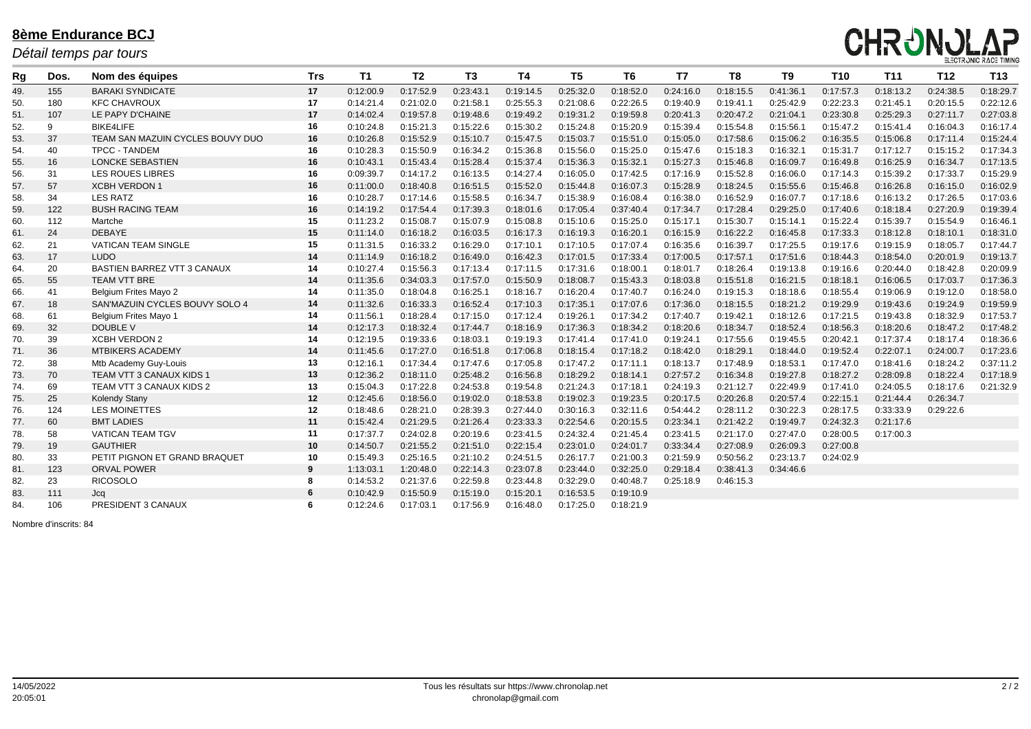**8ème Endurance BCJ**

*Détail temps par tours*

CHRONOLAP ELECTRONIC RACE TIMING

| Rg | Dos. | Nom des équipes | Trs | T1 | T2 | T3 | T4 | T5 | T6 | T7 | T8 | T9 | T10 | T11 | T12 | T13 |
|---|---|---|---|---|---|---|---|---|---|---|---|---|---|---|---|---|
| 49. | 155 | BARAKI SYNDICATE | 17 | 0:12:00.9 | 0:17:52.9 | 0:23:43.1 | 0:19:14.5 | 0:25:32.0 | 0:18:52.0 | 0:24:16.0 | 0:18:15.5 | 0:41:36.1 | 0:17:57.3 | 0:18:13.2 | 0:24:38.5 | 0:18:29.7 |
| 50. | 180 | KFC CHAVROUX | 17 | 0:14:21.4 | 0:21:02.0 | 0:21:58.1 | 0:25:55.3 | 0:21:08.6 | 0:22:26.5 | 0:19:40.9 | 0:19:41.1 | 0:25:42.9 | 0:22:23.3 | 0:21:45.1 | 0:20:15.5 | 0:22:12.6 |
| 51. | 107 | LE PAPY D'CHAINE | 17 | 0:14:02.4 | 0:19:57.8 | 0:19:48.6 | 0:19:49.2 | 0:19:31.2 | 0:19:59.8 | 0:20:41.3 | 0:20:47.2 | 0:21:04.1 | 0:23:30.8 | 0:25:29.3 | 0:27:11.7 | 0:27:03.8 |
| 52. | 9 | BIKE4LIFE | 16 | 0:10:24.8 | 0:15:21.3 | 0:15:22.6 | 0:15:30.2 | 0:15:24.8 | 0:15:20.9 | 0:15:39.4 | 0:15:54.8 | 0:15:56.1 | 0:15:47.2 | 0:15:41.4 | 0:16:04.3 | 0:16:17.4 |
| 53. | 37 | TEAM SAN MAZUIN CYCLES BOUVY DUO | 16 | 0:10:26.8 | 0:15:52.9 | 0:15:10.7 | 0:15:47.5 | 0:15:03.7 | 0:15:51.0 | 0:15:05.0 | 0:17:58.6 | 0:15:06.2 | 0:16:35.5 | 0:15:06.8 | 0:17:11.4 | 0:15:24.4 |
| 54. | 40 | TPCC - TANDEM | 16 | 0:10:28.3 | 0:15:50.9 | 0:16:34.2 | 0:15:36.8 | 0:15:56.0 | 0:15:25.0 | 0:15:47.6 | 0:15:18.3 | 0:16:32.1 | 0:15:31.7 | 0:17:12.7 | 0:15:15.2 | 0:17:34.3 |
| 55. | 16 | LONCKE SEBASTIEN | 16 | 0:10:43.1 | 0:15:43.4 | 0:15:28.4 | 0:15:37.4 | 0:15:36.3 | 0:15:32.1 | 0:15:27.3 | 0:15:46.8 | 0:16:09.7 | 0:16:49.8 | 0:16:25.9 | 0:16:34.7 | 0:17:13.5 |
| 56. | 31 | LES ROUES LIBRES | 16 | 0:09:39.7 | 0:14:17.2 | 0:16:13.5 | 0:14:27.4 | 0:16:05.0 | 0:17:42.5 | 0:17:16.9 | 0:15:52.8 | 0:16:06.0 | 0:17:14.3 | 0:15:39.2 | 0:17:33.7 | 0:15:29.9 |
| 57. | 57 | XCBH VERDON 1 | 16 | 0:11:00.0 | 0:18:40.8 | 0:16:51.5 | 0:15:52.0 | 0:15:44.8 | 0:16:07.3 | 0:15:28.9 | 0:18:24.5 | 0:15:55.6 | 0:15:46.8 | 0:16:26.8 | 0:16:15.0 | 0:16:02.9 |
| 58. | 34 | LES RATZ | 16 | 0:10:28.7 | 0:17:14.6 | 0:15:58.5 | 0:16:34.7 | 0:15:38.9 | 0:16:08.4 | 0:16:38.0 | 0:16:52.9 | 0:16:07.7 | 0:17:18.6 | 0:16:13.2 | 0:17:26.5 | 0:17:03.6 |
| 59. | 122 | BUSH RACING TEAM | 16 | 0:14:19.2 | 0:17:54.4 | 0:17:39.3 | 0:18:01.6 | 0:17:05.4 | 0:37:40.4 | 0:17:34.7 | 0:17:28.4 | 0:29:25.0 | 0:17:40.6 | 0:18:18.4 | 0:27:20.9 | 0:19:39.4 |
| 60. | 112 | Martche | 15 | 0:11:23.2 | 0:15:08.7 | 0:15:07.9 | 0:15:08.8 | 0:15:10.6 | 0:15:25.0 | 0:15:17.1 | 0:15:30.7 | 0:15:14.1 | 0:15:22.4 | 0:15:39.7 | 0:15:54.9 | 0:16:46.1 |
| 61. | 24 | DEBAYE | 15 | 0:11:14.0 | 0:16:18.2 | 0:16:03.5 | 0:16:17.3 | 0:16:19.3 | 0:16:20.1 | 0:16:15.9 | 0:16:22.2 | 0:16:45.8 | 0:17:33.3 | 0:18:12.8 | 0:18:10.1 | 0:18:31.0 |
| 62. | 21 | VATICAN TEAM SINGLE | 15 | 0:11:31.5 | 0:16:33.2 | 0:16:29.0 | 0:17:10.1 | 0:17:10.5 | 0:17:07.4 | 0:16:35.6 | 0:16:39.7 | 0:17:25.5 | 0:19:17.6 | 0:19:15.9 | 0:18:05.7 | 0:17:44.7 |
| 63. | 17 | LUDO | 14 | 0:11:14.9 | 0:16:18.2 | 0:16:49.0 | 0:16:42.3 | 0:17:01.5 | 0:17:33.4 | 0:17:00.5 | 0:17:57.1 | 0:17:51.6 | 0:18:44.3 | 0:18:54.0 | 0:20:01.9 | 0:19:13.7 |
| 64. | 20 | BASTIEN BARREZ VTT 3 CANAUX | 14 | 0:10:27.4 | 0:15:56.3 | 0:17:13.4 | 0:17:11.5 | 0:17:31.6 | 0:18:00.1 | 0:18:01.7 | 0:18:26.4 | 0:19:13.8 | 0:19:16.6 | 0:20:44.0 | 0:18:42.8 | 0:20:09.9 |
| 65. | 55 | TEAM VTT BRE | 14 | 0:11:35.6 | 0:34:03.3 | 0:17:57.0 | 0:15:50.9 | 0:18:08.7 | 0:15:43.3 | 0:18:03.8 | 0:15:51.8 | 0:16:21.5 | 0:18:18.1 | 0:16:06.5 | 0:17:03.7 | 0:17:36.3 |
| 66. | 41 | Belgium Frites Mayo 2 | 14 | 0:11:35.0 | 0:18:04.8 | 0:16:25.1 | 0:18:16.7 | 0:16:20.4 | 0:17:40.7 | 0:16:24.0 | 0:19:15.3 | 0:18:18.6 | 0:18:55.4 | 0:19:06.9 | 0:19:12.0 | 0:18:58.0 |
| 67. | 18 | SAN'MAZUIN CYCLES BOUVY SOLO 4 | 14 | 0:11:32.6 | 0:16:33.3 | 0:16:52.4 | 0:17:10.3 | 0:17:35.1 | 0:17:07.6 | 0:17:36.0 | 0:18:15.5 | 0:18:21.2 | 0:19:29.9 | 0:19:43.6 | 0:19:24.9 | 0:19:59.9 |
| 68. | 61 | Belgium Frites Mayo 1 | 14 | 0:11:56.1 | 0:18:28.4 | 0:17:15.0 | 0:17:12.4 | 0:19:26.1 | 0:17:34.2 | 0:17:40.7 | 0:19:42.1 | 0:18:12.6 | 0:17:21.5 | 0:19:43.8 | 0:18:32.9 | 0:17:53.7 |
| 69. | 32 | DOUBLE V | 14 | 0:12:17.3 | 0:18:32.4 | 0:17:44.7 | 0:18:16.9 | 0:17:36.3 | 0:18:34.2 | 0:18:20.6 | 0:18:34.7 | 0:18:52.4 | 0:18:56.3 | 0:18:20.6 | 0:18:47.2 | 0:17:48.2 |
| 70. | 39 | XCBH VERDON 2 | 14 | 0:12:19.5 | 0:19:33.6 | 0:18:03.1 | 0:19:19.3 | 0:17:41.4 | 0:17:41.0 | 0:19:24.1 | 0:17:55.6 | 0:19:45.5 | 0:20:42.1 | 0:17:37.4 | 0:18:17.4 | 0:18:36.6 |
| 71. | 36 | MTBIKERS ACADEMY | 14 | 0:11:45.6 | 0:17:27.0 | 0:16:51.8 | 0:17:06.8 | 0:18:15.4 | 0:17:18.2 | 0:18:42.0 | 0:18:29.1 | 0:18:44.0 | 0:19:52.4 | 0:22:07.1 | 0:24:00.7 | 0:17:23.6 |
| 72. | 38 | Mtb Academy Guy-Louis | 13 | 0:12:16.1 | 0:17:34.4 | 0:17:47.6 | 0:17:05.8 | 0:17:47.2 | 0:17:11.1 | 0:18:13.7 | 0:17:48.9 | 0:18:53.1 | 0:17:47.0 | 0:18:41.6 | 0:18:24.2 | 0:37:11.2 |
| 73. | 70 | TEAM VTT 3 CANAUX KIDS 1 | 13 | 0:12:36.2 | 0:18:11.0 | 0:25:48.2 | 0:16:56.8 | 0:18:29.2 | 0:18:14.1 | 0:27:57.2 | 0:16:34.8 | 0:19:27.8 | 0:18:27.2 | 0:28:09.8 | 0:18:22.4 | 0:17:18.9 |
| 74. | 69 | TEAM VTT 3 CANAUX KIDS 2 | 13 | 0:15:04.3 | 0:17:22.8 | 0:24:53.8 | 0:19:54.8 | 0:21:24.3 | 0:17:18.1 | 0:24:19.3 | 0:21:12.7 | 0:22:49.9 | 0:17:41.0 | 0:24:05.5 | 0:18:17.6 | 0:21:32.9 |
| 75. | 25 | Kolendy Stany | 12 | 0:12:45.6 | 0:18:56.0 | 0:19:02.0 | 0:18:53.8 | 0:19:02.3 | 0:19:23.5 | 0:20:17.5 | 0:20:26.8 | 0:20:57.4 | 0:22:15.1 | 0:21:44.4 | 0:26:34.7 | |
| 76. | 124 | LES MOINETTES | 12 | 0:18:48.6 | 0:28:21.0 | 0:28:39.3 | 0:27:44.0 | 0:30:16.3 | 0:32:11.6 | 0:54:44.2 | 0:28:11.2 | 0:30:22.3 | 0:28:17.5 | 0:33:33.9 | 0:29:22.6 | |
| 77. | 60 | BMT LADIES | 11 | 0:15:42.4 | 0:21:29.5 | 0:21:26.4 | 0:23:33.3 | 0:22:54.6 | 0:20:15.5 | 0:23:34.1 | 0:21:42.2 | 0:19:49.7 | 0:24:32.3 | 0:21:17.6 | | |
| 78. | 58 | VATICAN TEAM TGV | 11 | 0:17:37.7 | 0:24:02.8 | 0:20:19.6 | 0:23:41.5 | 0:24:32.4 | 0:21:45.4 | 0:23:41.5 | 0:21:17.0 | 0:27:47.0 | 0:28:00.5 | 0:17:00.3 | | |
| 79. | 19 | GAUTHIER | 10 | 0:14:50.7 | 0:21:55.2 | 0:21:51.0 | 0:22:15.4 | 0:23:01.0 | 0:24:01.7 | 0:33:34.4 | 0:27:08.9 | 0:26:09.3 | 0:27:00.8 | | | |
| 80. | 33 | PETIT PIGNON ET GRAND BRAQUET | 10 | 0:15:49.3 | 0:25:16.5 | 0:21:10.2 | 0:24:51.5 | 0:26:17.7 | 0:21:00.3 | 0:21:59.9 | 0:50:56.2 | 0:23:13.7 | 0:24:02.9 | | | |
| 81. | 123 | ORVAL POWER | 9 | 1:13:03.1 | 1:20:48.0 | 0:22:14.3 | 0:23:07.8 | 0:23:44.0 | 0:32:25.0 | 0:29:18.4 | 0:38:41.3 | 0:34:46.6 | | | | |
| 82. | 23 | RICOSOLO | 8 | 0:14:53.2 | 0:21:37.6 | 0:22:59.8 | 0:23:44.8 | 0:32:29.0 | 0:40:48.7 | 0:25:18.9 | 0:46:15.3 | | | | | |
| 83. | 111 | Jcq | 6 | 0:10:42.9 | 0:15:50.9 | 0:15:19.0 | 0:15:20.1 | 0:16:53.5 | 0:19:10.9 | | | | | | | |
| 84. | 106 | PRESIDENT 3 CANAUX | 6 | 0:12:24.6 | 0:17:03.1 | 0:17:56.9 | 0:16:48.0 | 0:17:25.0 | 0:18:21.9 | | | | | | | |

Nombre d'inscrits: 84

14/05/2022
20:05:01

Tous les résultats sur https://www.chronolap.net
chronolap@gmail.com